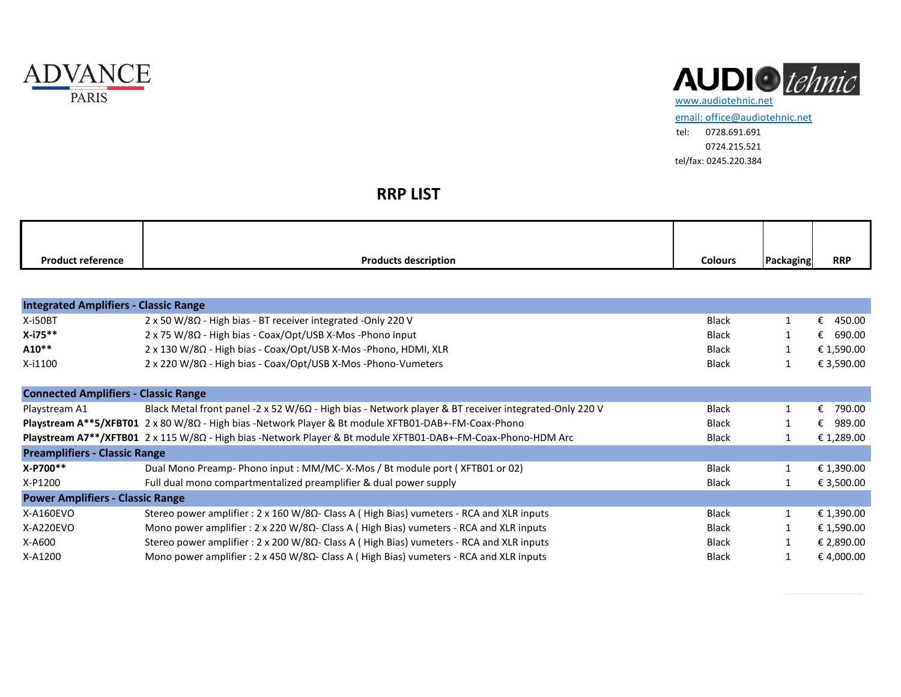ADVANCE PARIS

AUDIOtehnic
www.audiotehnic.net
email: office@audiotehnic.net
tel: 0728.691.691
0724.215.521
tel/fax: 0245.220.384

# RRP LIST

| Product reference | Products description | Colours | Packaging | RRP |
|---|---|---|---|---|
| **Integrated Amplifiers - Classic Range** | | | | |
| X-i50BT | 2 x 50 W/8Ω - High bias - BT receiver integrated -Only 220 V | Black | 1 | € 450.00 |
| **X-i75**** | 2 x 75 W/8Ω - High bias - Coax/Opt/USB X-Mos -Phono input | Black | 1 | € 690.00 |
| **A10**** | 2 x 130 W/8Ω - High bias - Coax/Opt/USB X-Mos -Phono, HDMI, XLR | Black | 1 | € 1,590.00 |
| X-i1100 | 2 x 220 W/8Ω - High bias - Coax/Opt/USB X-Mos -Phono-Vumeters | Black | 1 | € 3,590.00 |
| **Connected Amplifiers - Classic Range** | | | | |
| Playstream A1 | Black Metal front panel -2 x 52 W/6Ω - High bias - Network player & BT receiver integrated-Only 220 V | Black | 1 | € 790.00 |
| **Playstream A**5/XFBT01** | 2 x 80 W/8Ω - High bias -Network Player & Bt module XFTB01-DAB+-FM-Coax-Phono | Black | 1 | € 989.00 |
| **Playstream A7**/XFTB01** | 2 x 115 W/8Ω - High bias -Network Player & Bt module XFTB01-DAB+-FM-Coax-Phono-HDM Arc | Black | 1 | € 1,289.00 |
| **Preamplifiers - Classic Range** | | | | |
| **X-P700**** | Dual Mono Preamp- Phono input : MM/MC- X-Mos / Bt module port ( XFTB01 or 02) | Black | 1 | € 1,390.00 |
| X-P1200 | Full dual mono compartmentalized preamplifier & dual power supply | Black | 1 | € 3,500.00 |
| **Power Amplifiers - Classic Range** | | | | |
| X-A160EVO | Stereo power amplifier : 2 x 160 W/8Ω- Class A ( High Bias) vumeters - RCA and XLR inputs | Black | 1 | € 1,390.00 |
| X-A220EVO | Mono power amplifier : 2 x 220 W/8Ω- Class A ( High Bias) vumeters - RCA and XLR inputs | Black | 1 | € 1,590.00 |
| X-A600 | Stereo power amplifier : 2 x 200 W/8Ω- Class A ( High Bias) vumeters - RCA and XLR inputs | Black | 1 | € 2,890.00 |
| X-A1200 | Mono power amplifier : 2 x 450 W/8Ω- Class A ( High Bias) vumeters - RCA and XLR inputs | Black | 1 | € 4,000.00 |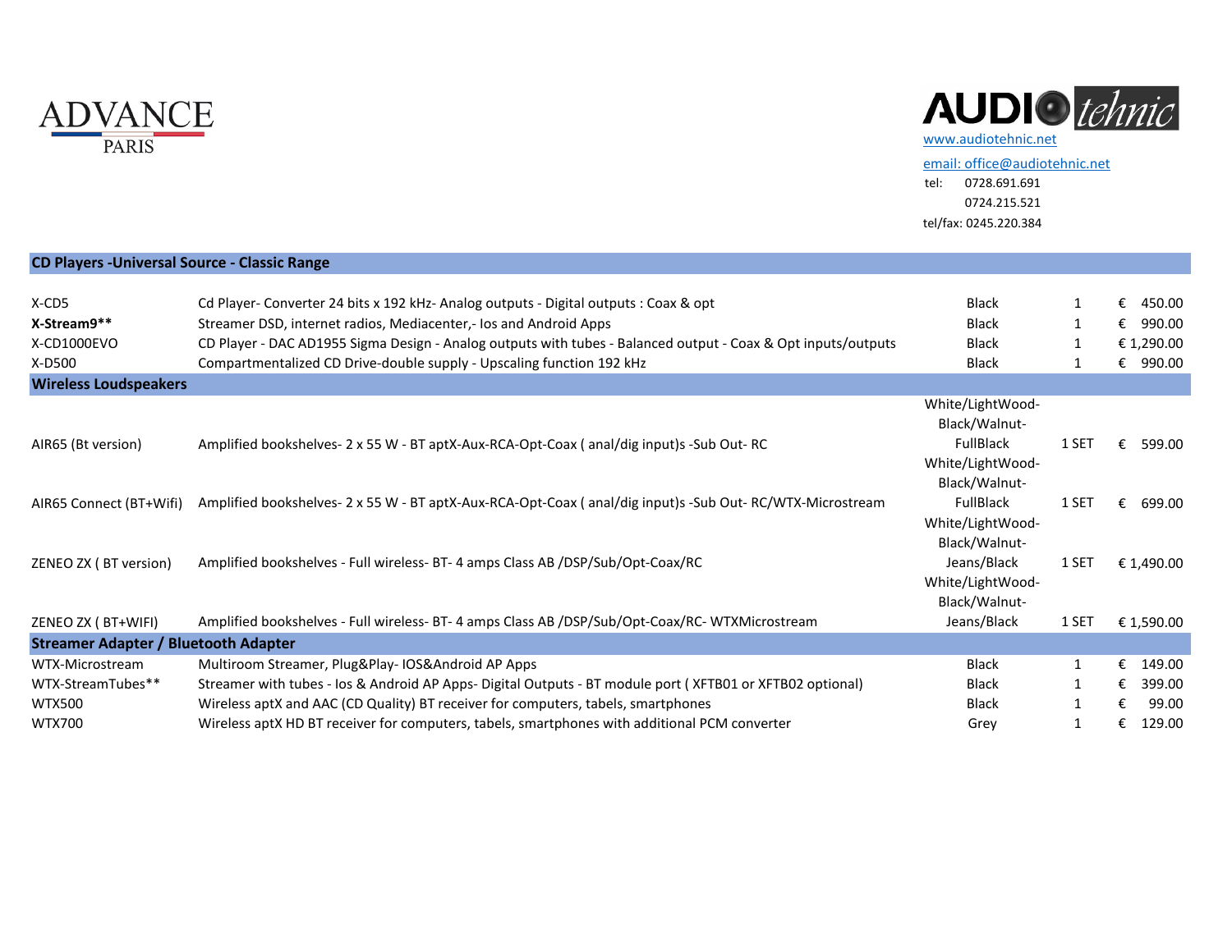ADVANCE PARIS

AUDIO tehnic
[www.audiotehnic.net](http://www.audiotehnic.net)
[email: office@audiotehnic.net](mailto:office@audiotehnic.net)
tel: 0728.691.691
0724.215.521
tel/fax: 0245.220.384

| | | | | |
|---|---|---|---|---|
| **CD Players -Universal Source - Classic Range** | | | | |
| X-CD5 | Cd Player- Converter 24 bits x 192 kHz- Analog outputs - Digital outputs : Coax & opt | Black | 1 | € 450.00 |
| **X-Stream9**** | Streamer DSD, internet radios, Mediacenter,- Ios and Android Apps | Black | 1 | € 990.00 |
| X-CD1000EVO | CD Player - DAC AD1955 Sigma Design - Analog outputs with tubes - Balanced output - Coax & Opt inputs/outputs | Black | 1 | € 1,290.00 |
| X-D500 | Compartmentalized CD Drive-double supply - Upscaling function 192 kHz | Black | 1 | € 990.00 |
| **Wireless Loudspeakers** | | | | |
| AIR65 (Bt version) | Amplified bookshelves- 2 x 55 W - BT aptX-Aux-RCA-Opt-Coax ( anal/dig input)s -Sub Out- RC | White/LightWood-Black/Walnut-FullBlack | 1 SET | € 599.00 |
| AIR65 Connect (BT+Wifi) | Amplified bookshelves- 2 x 55 W - BT aptX-Aux-RCA-Opt-Coax ( anal/dig input)s -Sub Out- RC/WTX-Microstream | White/LightWood-Black/Walnut-FullBlack | 1 SET | € 699.00 |
| ZENEO ZX ( BT version) | Amplified bookshelves - Full wireless- BT- 4 amps Class AB /DSP/Sub/Opt-Coax/RC | White/LightWood-Black/Walnut-Jeans/Black | 1 SET | € 1,490.00 |
| ZENEO ZX ( BT+WIFI) | Amplified bookshelves - Full wireless- BT- 4 amps Class AB /DSP/Sub/Opt-Coax/RC- WTXMicrostream | White/LightWood-Black/Walnut-Jeans/Black | 1 SET | € 1,590.00 |
| **Streamer Adapter / Bluetooth Adapter** | | | | |
| WTX-Microstream | Multiroom Streamer, Plug&Play- IOS&Android AP Apps | Black | 1 | € 149.00 |
| WTX-StreamTubes** | Streamer with tubes - Ios & Android AP Apps- Digital Outputs - BT module port ( XFTB01 or XFTB02 optional) | Black | 1 | € 399.00 |
| WTX500 | Wireless aptX and AAC (CD Quality) BT receiver for computers, tabels, smartphones | Black | 1 | € 99.00 |
| WTX700 | Wireless aptX HD BT receiver for computers, tabels, smartphones with additional PCM converter | Grey | 1 | € 129.00 |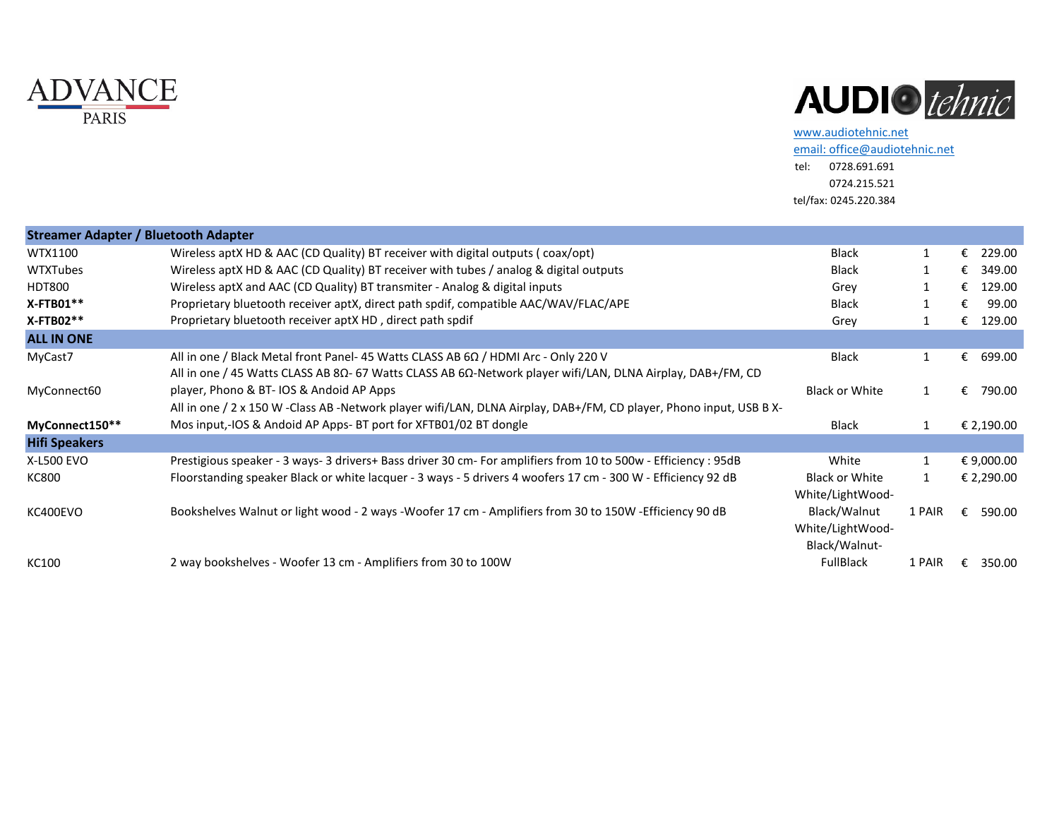ADVANCE PARIS

AUDIO tehnic

www.audiotehnic.net
email: office@audiotehnic.net
tel: 0728.691.691
0724.215.521
tel/fax: 0245.220.384

| | | | | |
|---|---|---|---|---|
| **Streamer Adapter / Bluetooth Adapter** | | | | |
| WTX1100 | Wireless aptX HD & AAC (CD Quality) BT receiver with digital outputs ( coax/opt) | Black | 1 | € 229.00 |
| WTXTubes | Wireless aptX HD & AAC (CD Quality) BT receiver with tubes / analog & digital outputs | Black | 1 | € 349.00 |
| HDT800 | Wireless aptX and AAC (CD Quality) BT transmiter - Analog & digital inputs | Grey | 1 | € 129.00 |
| **X-FTB01**** | Proprietary bluetooth receiver aptX, direct path spdif, compatible AAC/WAV/FLAC/APE | Black | 1 | € 99.00 |
| **X-FTB02**** | Proprietary bluetooth receiver aptX HD , direct path spdif | Grey | 1 | € 129.00 |
| **ALL IN ONE** | | | | |
| MyCast7 | All in one / Black Metal front Panel- 45 Watts CLASS AB 6Ω / HDMI Arc - Only 220 V | Black | 1 | € 699.00 |
| MyConnect60 | All in one / 45 Watts CLASS AB 8Ω- 67 Watts CLASS AB 6Ω-Network player wifi/LAN, DLNA Airplay, DAB+/FM, CD player, Phono & BT- IOS & Andoid AP Apps | Black or White | 1 | € 790.00 |
| **MyConnect150**** | All in one / 2 x 150 W -Class AB -Network player wifi/LAN, DLNA Airplay, DAB+/FM, CD player, Phono input, USB B X-Mos input,-IOS & Andoid AP Apps- BT port for XFTB01/02 BT dongle | Black | 1 | € 2,190.00 |
| **Hifi Speakers** | | | | |
| X-L500 EVO | Prestigious speaker - 3 ways- 3 drivers+ Bass driver 30 cm- For amplifiers from 10 to 500w - Efficiency : 95dB | White | 1 | € 9,000.00 |
| KC800 | Floorstanding speaker Black or white lacquer - 3 ways - 5 drivers 4 woofers 17 cm - 300 W - Efficiency 92 dB | Black or White | 1 | € 2,290.00 |
| KC400EVO | Bookshelves Walnut or light wood - 2 ways -Woofer 17 cm - Amplifiers from 30 to 150W -Efficiency 90 dB | White/LightWood-Black/Walnut | 1 PAIR | € 590.00 |
| KC100 | 2 way bookshelves - Woofer 13 cm - Amplifiers from 30 to 100W | White/LightWood-Black/Walnut-FullBlack | 1 PAIR | € 350.00 |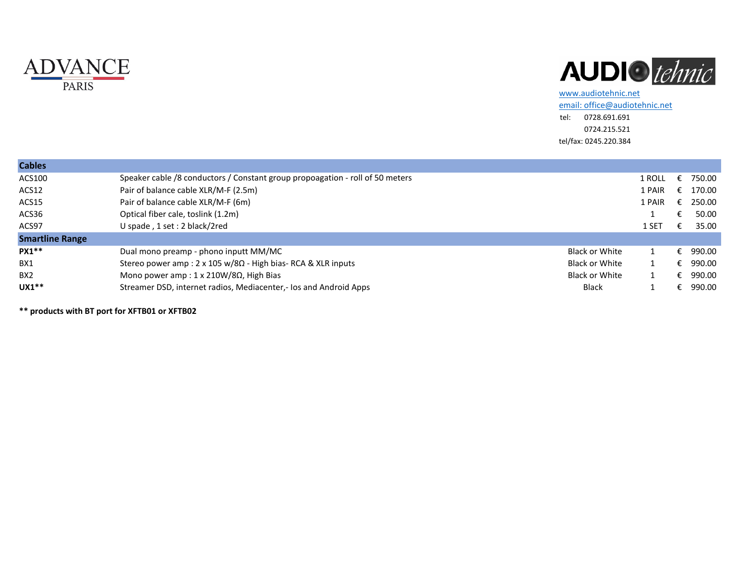ADVANCE
PARIS

AUDIO tehnic

www.audiotehnic.net
email: office@audiotehnic.net
tel: 0728.691.691
0724.215.521
tel/fax: 0245.220.384

| | | | | | |
|---|---|---|---|---|---|
| **Cables** | | | | | |
| ACS100 | Speaker cable /8 conductors / Constant group propoagation - roll of 50 meters | | 1 ROLL | € | 750.00 |
| ACS12 | Pair of balance cable XLR/M-F (2.5m) | | 1 PAIR | € | 170.00 |
| ACS15 | Pair of balance cable XLR/M-F (6m) | | 1 PAIR | € | 250.00 |
| ACS36 | Optical fiber cale, toslink (1.2m) | | 1 | € | 50.00 |
| ACS97 | U spade , 1 set : 2 black/2red | | 1 SET | € | 35.00 |
| **Smartline Range** | | | | | |
| **PX1**** | Dual mono preamp - phono inputt MM/MC | Black or White | 1 | € | 990.00 |
| BX1 | Stereo power amp : 2 x 105 w/8Ω - High bias- RCA & XLR inputs | Black or White | 1 | € | 990.00 |
| BX2 | Mono power amp : 1 x 210W/8Ω, High Bias | Black or White | 1 | € | 990.00 |
| **UX1**** | Streamer DSD, internet radios, Mediacenter,- Ios and Android Apps | Black | 1 | € | 990.00 |

**** products with BT port for XFTB01 or XFTB02**